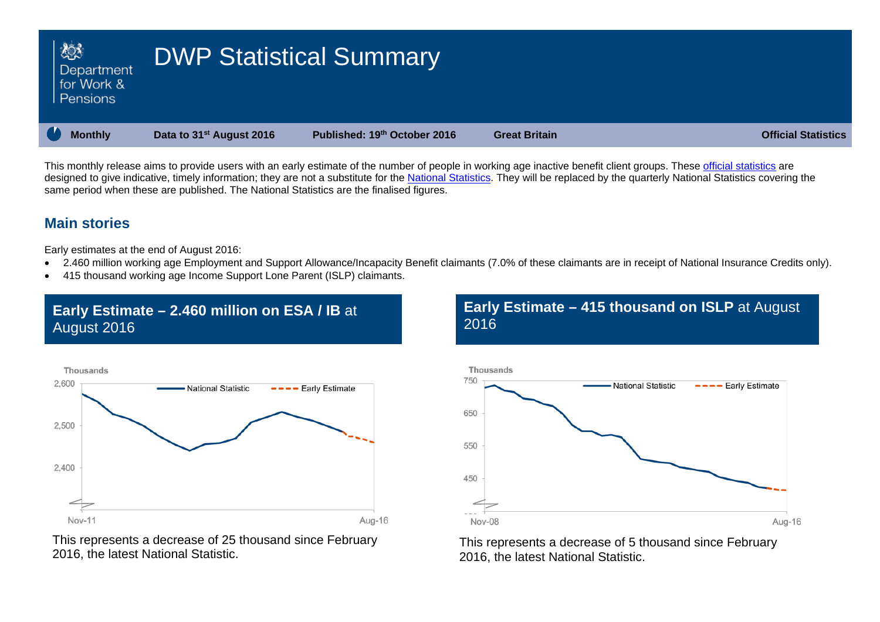# DWP Statistical Summary

Department for Work & Pensions

**Monthly** | **Data to 31st August 2016** | **Published: 19th October 2016** | **Great Britain** | **Official Statistics**

This monthly release aims to provide users with an early estimate of the number of people in working age inactive benefit client groups. These official statistics are designed to give indicative, timely information; they are not a substitute for the National Statistics. They will be replaced by the quarterly National Statistics covering the same period when these are published. The National Statistics are the finalised figures.

## Main stories

Early estimates at the end of August 2016:

- 2.460 million working age Employment and Support Allowance/Incapacity Benefit claimants (7.0% of these claimants are in receipt of National Insurance Credits only).
- 415 thousand working age Income Support Lone Parent (ISLP) claimants.

### Early Estimate – 2.460 million on ESA / IB at August 2016

Thousands

National Statistic — Early Estimate

2,600 / 2,500 / 2,400

Nov-11 — Aug-16

This represents a decrease of 25 thousand since February 2016, the latest National Statistic.

### Early Estimate – 415 thousand on ISLP at August 2016

Thousands

National Statistic — Early Estimate

750 / 650 / 550 / 450

Nov-08 — Aug-16

This represents a decrease of 5 thousand since February 2016, the latest National Statistic.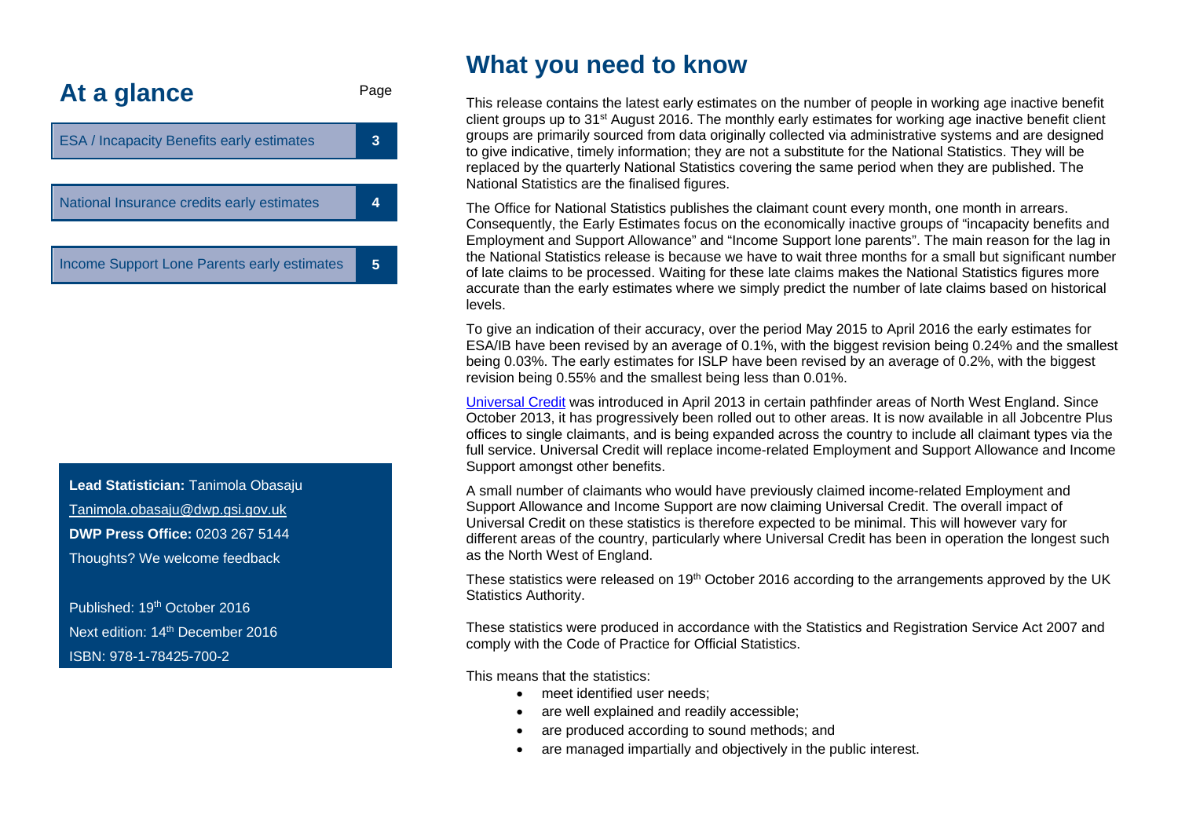## At a glance

| | Page |
|---|---|
| ESA / Incapacity Benefits early estimates | 3 |
| National Insurance credits early estimates | 4 |
| Income Support Lone Parents early estimates | 5 |

**Lead Statistician:** Tanimola Obasaju

Tanimola.obasaju@dwp.gsi.gov.uk

**DWP Press Office:** 0203 267 5144

Thoughts? We welcome feedback

Published: 19th October 2016

Next edition: 14th December 2016

ISBN: 978-1-78425-700-2

# What you need to know

This release contains the latest early estimates on the number of people in working age inactive benefit client groups up to 31st August 2016. The monthly early estimates for working age inactive benefit client groups are primarily sourced from data originally collected via administrative systems and are designed to give indicative, timely information; they are not a substitute for the National Statistics. They will be replaced by the quarterly National Statistics covering the same period when they are published. The National Statistics are the finalised figures.

The Office for National Statistics publishes the claimant count every month, one month in arrears. Consequently, the Early Estimates focus on the economically inactive groups of "incapacity benefits and Employment and Support Allowance" and "Income Support lone parents". The main reason for the lag in the National Statistics release is because we have to wait three months for a small but significant number of late claims to be processed. Waiting for these late claims makes the National Statistics figures more accurate than the early estimates where we simply predict the number of late claims based on historical levels.

To give an indication of their accuracy, over the period May 2015 to April 2016 the early estimates for ESA/IB have been revised by an average of 0.1%, with the biggest revision being 0.24% and the smallest being 0.03%. The early estimates for ISLP have been revised by an average of 0.2%, with the biggest revision being 0.55% and the smallest being less than 0.01%.

Universal Credit was introduced in April 2013 in certain pathfinder areas of North West England. Since October 2013, it has progressively been rolled out to other areas. It is now available in all Jobcentre Plus offices to single claimants, and is being expanded across the country to include all claimant types via the full service. Universal Credit will replace income-related Employment and Support Allowance and Income Support amongst other benefits.

A small number of claimants who would have previously claimed income-related Employment and Support Allowance and Income Support are now claiming Universal Credit. The overall impact of Universal Credit on these statistics is therefore expected to be minimal. This will however vary for different areas of the country, particularly where Universal Credit has been in operation the longest such as the North West of England.

These statistics were released on 19th October 2016 according to the arrangements approved by the UK Statistics Authority.

These statistics were produced in accordance with the Statistics and Registration Service Act 2007 and comply with the Code of Practice for Official Statistics.

This means that the statistics:

- meet identified user needs;
- are well explained and readily accessible;
- are produced according to sound methods; and
- are managed impartially and objectively in the public interest.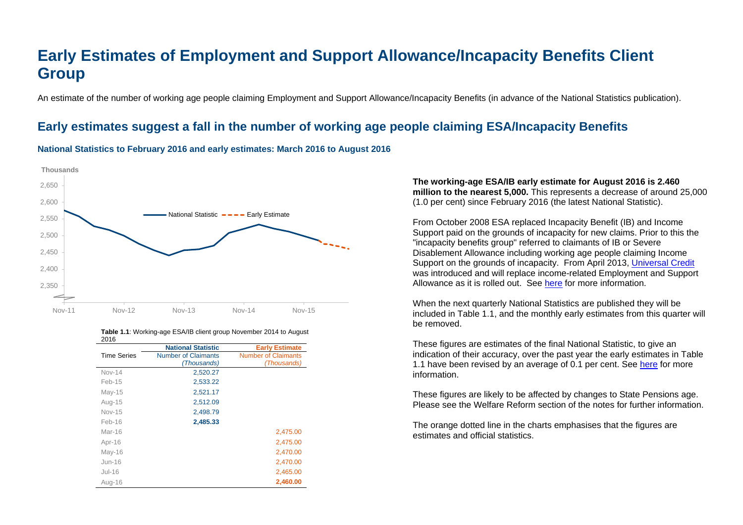# Early Estimates of Employment and Support Allowance/Incapacity Benefits Client Group

An estimate of the number of working age people claiming Employment and Support Allowance/Incapacity Benefits (in advance of the National Statistics publication).

## Early estimates suggest a fall in the number of working age people claiming ESA/Incapacity Benefits

### National Statistics to February 2016 and early estimates: March 2016 to August 2016

**Table 1.1**: Working-age ESA/IB client group November 2014 to August 2016

| Time Series | National Statistic<br>Number of Claimants *(Thousands)* | Early Estimate<br>Number of Claimants *(Thousands)* |
|---|---|---|
| Nov-14 | 2,520.27 | |
| Feb-15 | 2,533.22 | |
| May-15 | 2,521.17 | |
| Aug-15 | 2,512.09 | |
| Nov-15 | 2,498.79 | |
| Feb-16 | **2,485.33** | |
| Mar-16 | | 2,475.00 |
| Apr-16 | | 2,475.00 |
| May-16 | | 2,470.00 |
| Jun-16 | | 2,470.00 |
| Jul-16 | | 2,465.00 |
| Aug-16 | | **2,460.00** |

**The working-age ESA/IB early estimate for August 2016 is 2.460 million to the nearest 5,000.** This represents a decrease of around 25,000 (1.0 per cent) since February 2016 (the latest National Statistic).

From October 2008 ESA replaced Incapacity Benefit (IB) and Income Support paid on the grounds of incapacity for new claims. Prior to this the "incapacity benefits group" referred to claimants of IB or Severe Disablement Allowance including working age people claiming Income Support on the grounds of incapacity. From April 2013, Universal Credit was introduced and will replace income-related Employment and Support Allowance as it is rolled out. See here for more information.

When the next quarterly National Statistics are published they will be included in Table 1.1, and the monthly early estimates from this quarter will be removed.

These figures are estimates of the final National Statistic, to give an indication of their accuracy, over the past year the early estimates in Table 1.1 have been revised by an average of 0.1 per cent. See here for more information.

These figures are likely to be affected by changes to State Pensions age. Please see the Welfare Reform section of the notes for further information.

The orange dotted line in the charts emphasises that the figures are estimates and official statistics.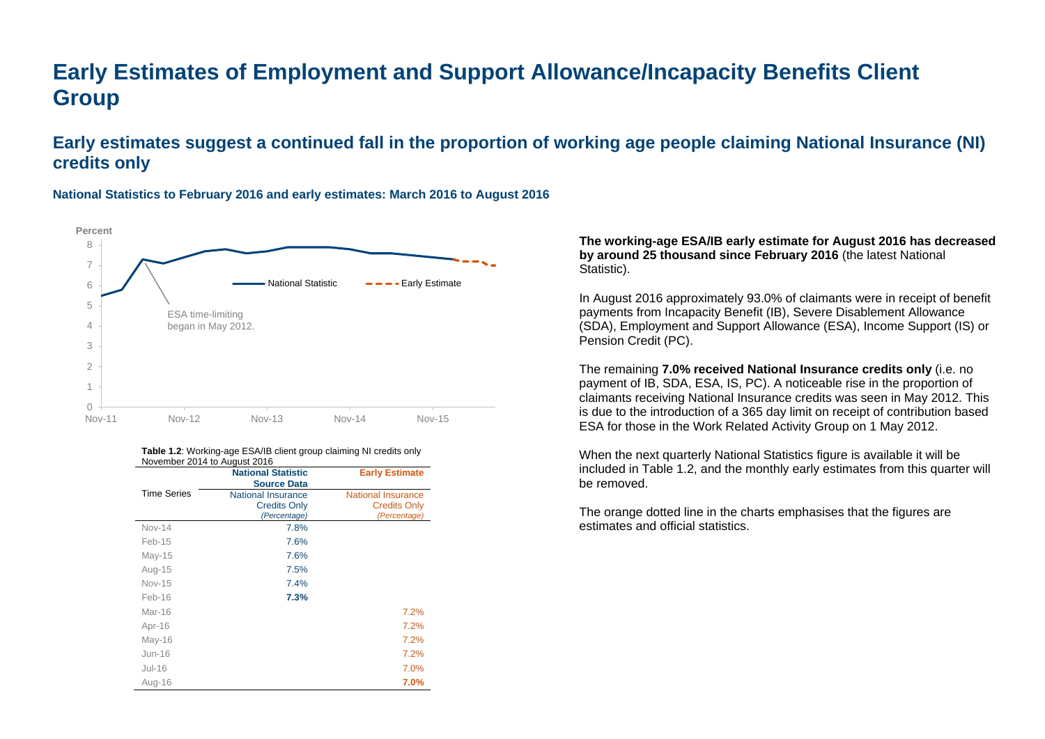# Early Estimates of Employment and Support Allowance/Incapacity Benefits Client Group

## Early estimates suggest a continued fall in the proportion of working age people claiming National Insurance (NI) credits only

### National Statistics to February 2016 and early estimates: March 2016 to August 2016

**Table 1.2**: Working-age ESA/IB client group claiming NI credits only November 2014 to August 2016

| Time Series | National Statistic Source Data<br>National Insurance Credits Only *(Percentage)* | Early Estimate<br>National Insurance Credits Only *(Percentage)* |
|---|---|---|
| Nov-14 | 7.8% | |
| Feb-15 | 7.6% | |
| May-15 | 7.6% | |
| Aug-15 | 7.5% | |
| Nov-15 | 7.4% | |
| Feb-16 | **7.3%** | |
| Mar-16 | | 7.2% |
| Apr-16 | | 7.2% |
| May-16 | | 7.2% |
| Jun-16 | | 7.2% |
| Jul-16 | | 7.0% |
| Aug-16 | | **7.0%** |

**The working-age ESA/IB early estimate for August 2016 has decreased by around 25 thousand since February 2016** (the latest National Statistic).

In August 2016 approximately 93.0% of claimants were in receipt of benefit payments from Incapacity Benefit (IB), Severe Disablement Allowance (SDA), Employment and Support Allowance (ESA), Income Support (IS) or Pension Credit (PC).

The remaining **7.0% received National Insurance credits only** (i.e. no payment of IB, SDA, ESA, IS, PC). A noticeable rise in the proportion of claimants receiving National Insurance credits was seen in May 2012. This is due to the introduction of a 365 day limit on receipt of contribution based ESA for those in the Work Related Activity Group on 1 May 2012.

When the next quarterly National Statistics figure is available it will be included in Table 1.2, and the monthly early estimates from this quarter will be removed.

The orange dotted line in the charts emphasises that the figures are estimates and official statistics.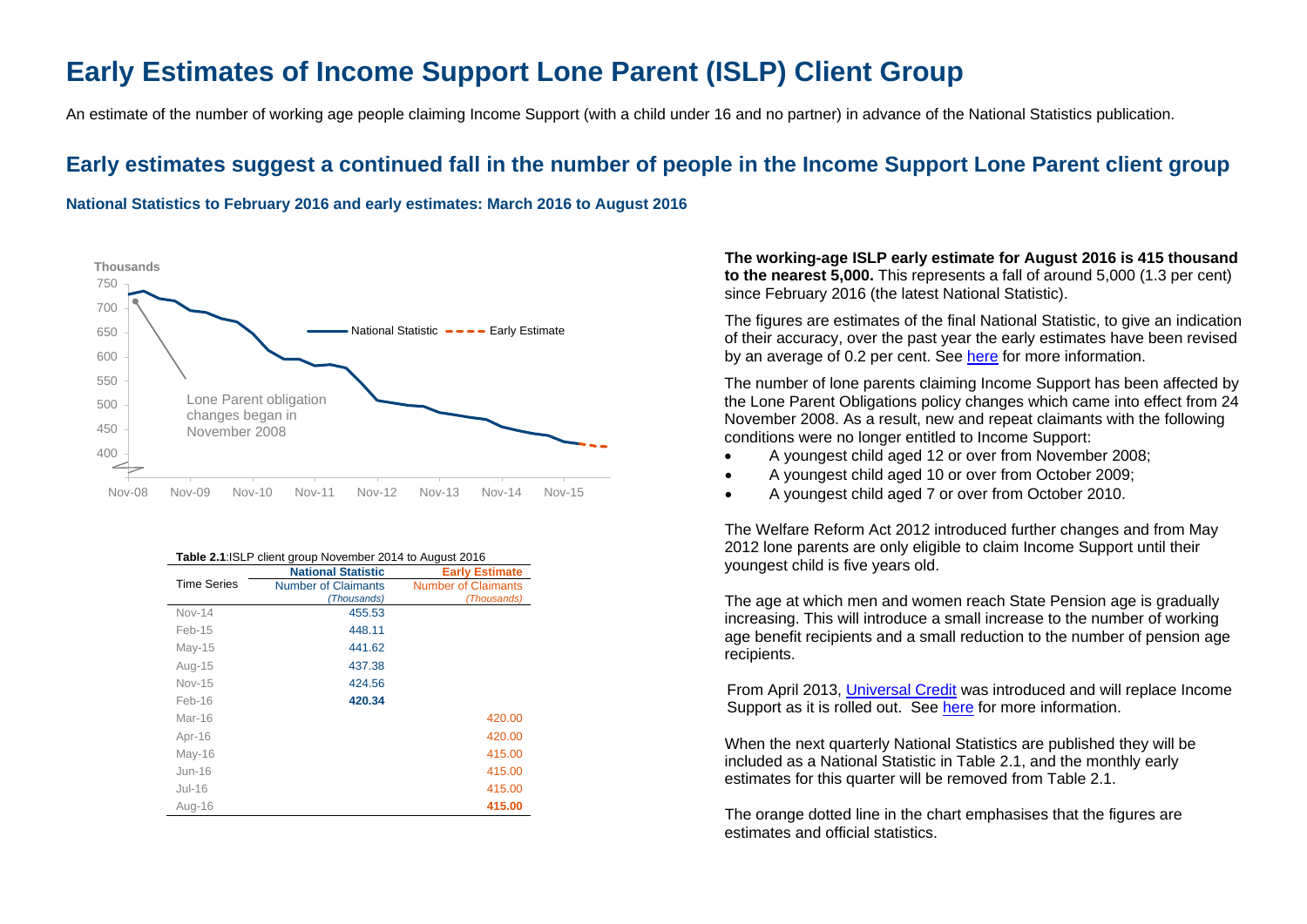# Early Estimates of Income Support Lone Parent (ISLP) Client Group

An estimate of the number of working age people claiming Income Support (with a child under 16 and no partner) in advance of the National Statistics publication.

## Early estimates suggest a continued fall in the number of people in the Income Support Lone Parent client group

### National Statistics to February 2016 and early estimates: March 2016 to August 2016

Thousands

Lone Parent obligation changes began in November 2008

National Statistic — Early Estimate

**Table 2.1**:ISLP client group November 2014 to August 2016

| Time Series | National Statistic Number of Claimants *(Thousands)* | Early Estimate Number of Claimants *(Thousands)* |
|---|---|---|
| Nov-14 | 455.53 | |
| Feb-15 | 448.11 | |
| May-15 | 441.62 | |
| Aug-15 | 437.38 | |
| Nov-15 | 424.56 | |
| Feb-16 | **420.34** | |
| Mar-16 | | 420.00 |
| Apr-16 | | 420.00 |
| May-16 | | 415.00 |
| Jun-16 | | 415.00 |
| Jul-16 | | 415.00 |
| Aug-16 | | **415.00** |

**The working-age ISLP early estimate for August 2016 is 415 thousand to the nearest 5,000.** This represents a fall of around 5,000 (1.3 per cent) since February 2016 (the latest National Statistic).

The figures are estimates of the final National Statistic, to give an indication of their accuracy, over the past year the early estimates have been revised by an average of 0.2 per cent. See here for more information.

The number of lone parents claiming Income Support has been affected by the Lone Parent Obligations policy changes which came into effect from 24 November 2008. As a result, new and repeat claimants with the following conditions were no longer entitled to Income Support:

- A youngest child aged 12 or over from November 2008;
- A youngest child aged 10 or over from October 2009;
- A youngest child aged 7 or over from October 2010.

The Welfare Reform Act 2012 introduced further changes and from May 2012 lone parents are only eligible to claim Income Support until their youngest child is five years old.

The age at which men and women reach State Pension age is gradually increasing. This will introduce a small increase to the number of working age benefit recipients and a small reduction to the number of pension age recipients.

From April 2013, Universal Credit was introduced and will replace Income Support as it is rolled out. See here for more information.

When the next quarterly National Statistics are published they will be included as a National Statistic in Table 2.1, and the monthly early estimates for this quarter will be removed from Table 2.1.

The orange dotted line in the chart emphasises that the figures are estimates and official statistics.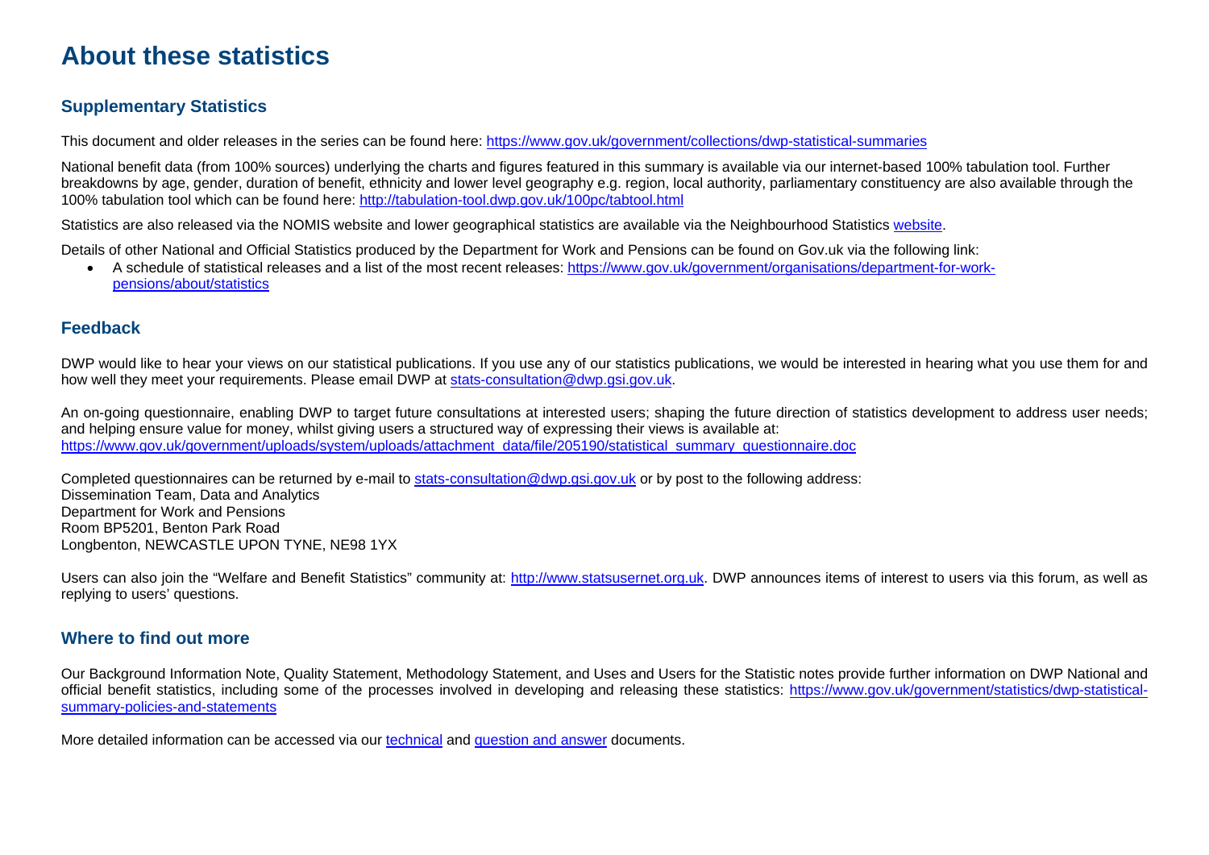# About these statistics

## Supplementary Statistics

This document and older releases in the series can be found here: https://www.gov.uk/government/collections/dwp-statistical-summaries

National benefit data (from 100% sources) underlying the charts and figures featured in this summary is available via our internet-based 100% tabulation tool. Further breakdowns by age, gender, duration of benefit, ethnicity and lower level geography e.g. region, local authority, parliamentary constituency are also available through the 100% tabulation tool which can be found here: http://tabulation-tool.dwp.gov.uk/100pc/tabtool.html

Statistics are also released via the NOMIS website and lower geographical statistics are available via the Neighbourhood Statistics website.

Details of other National and Official Statistics produced by the Department for Work and Pensions can be found on Gov.uk via the following link:

- A schedule of statistical releases and a list of the most recent releases: https://www.gov.uk/government/organisations/department-for-work-pensions/about/statistics

## Feedback

DWP would like to hear your views on our statistical publications. If you use any of our statistics publications, we would be interested in hearing what you use them for and how well they meet your requirements. Please email DWP at stats-consultation@dwp.gsi.gov.uk.

An on-going questionnaire, enabling DWP to target future consultations at interested users; shaping the future direction of statistics development to address user needs; and helping ensure value for money, whilst giving users a structured way of expressing their views is available at: https://www.gov.uk/government/uploads/system/uploads/attachment_data/file/205190/statistical_summary_questionnaire.doc

Completed questionnaires can be returned by e-mail to stats-consultation@dwp.gsi.gov.uk or by post to the following address:
Dissemination Team, Data and Analytics
Department for Work and Pensions
Room BP5201, Benton Park Road
Longbenton, NEWCASTLE UPON TYNE, NE98 1YX

Users can also join the "Welfare and Benefit Statistics" community at: http://www.statsusernet.org.uk. DWP announces items of interest to users via this forum, as well as replying to users' questions.

## Where to find out more

Our Background Information Note, Quality Statement, Methodology Statement, and Uses and Users for the Statistic notes provide further information on DWP National and official benefit statistics, including some of the processes involved in developing and releasing these statistics: https://www.gov.uk/government/statistics/dwp-statistical-summary-policies-and-statements

More detailed information can be accessed via our technical and question and answer documents.